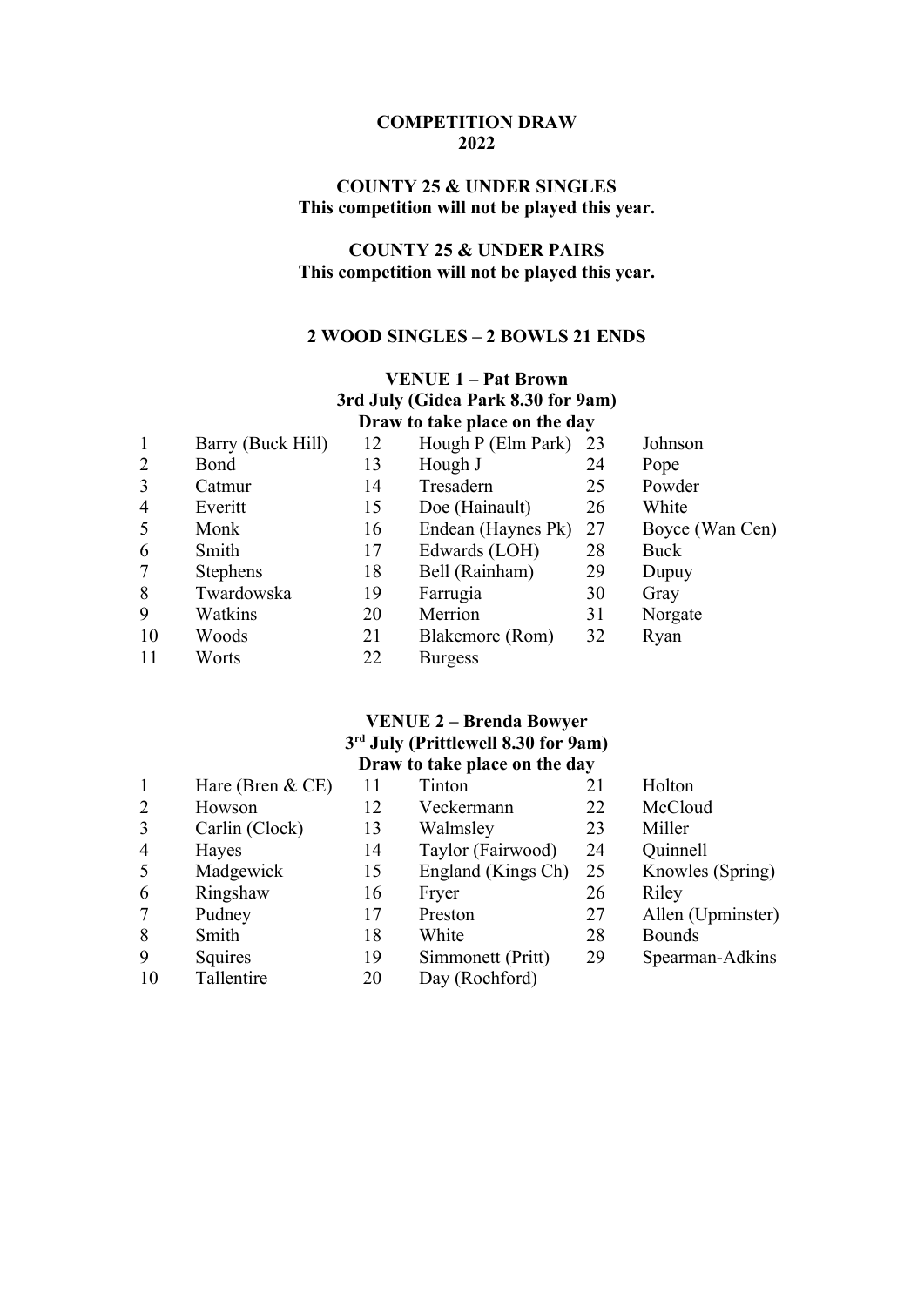**COMPETITION DRAW**
**2022**

**COUNTY 25 & UNDER SINGLES**
**This competition will not be played this year.**

**COUNTY 25 & UNDER PAIRS**
**This competition will not be played this year.**

**2 WOOD SINGLES – 2 BOWLS 21 ENDS**

**VENUE 1 – Pat Brown**
**3rd July (Gidea Park 8.30 for 9am)**
**Draw to take place on the day**

| | | | | | |
|---|---|---|---|---|---|
| 1 | Barry (Buck Hill) | 12 | Hough P (Elm Park) | 23 | Johnson |
| 2 | Bond | 13 | Hough J | 24 | Pope |
| 3 | Catmur | 14 | Tresadern | 25 | Powder |
| 4 | Everitt | 15 | Doe (Hainault) | 26 | White |
| 5 | Monk | 16 | Endean (Haynes Pk) | 27 | Boyce (Wan Cen) |
| 6 | Smith | 17 | Edwards (LOH) | 28 | Buck |
| 7 | Stephens | 18 | Bell (Rainham) | 29 | Dupuy |
| 8 | Twardowska | 19 | Farrugia | 30 | Gray |
| 9 | Watkins | 20 | Merrion | 31 | Norgate |
| 10 | Woods | 21 | Blakemore (Rom) | 32 | Ryan |
| 11 | Worts | 22 | Burgess | | |

**VENUE 2 – Brenda Bowyer**
**3rd July (Prittlewell 8.30 for 9am)**
**Draw to take place on the day**

| | | | | | |
|---|---|---|---|---|---|
| 1 | Hare (Bren & CE) | 11 | Tinton | 21 | Holton |
| 2 | Howson | 12 | Veckermann | 22 | McCloud |
| 3 | Carlin (Clock) | 13 | Walmsley | 23 | Miller |
| 4 | Hayes | 14 | Taylor (Fairwood) | 24 | Quinnell |
| 5 | Madgewick | 15 | England (Kings Ch) | 25 | Knowles (Spring) |
| 6 | Ringshaw | 16 | Fryer | 26 | Riley |
| 7 | Pudney | 17 | Preston | 27 | Allen (Upminster) |
| 8 | Smith | 18 | White | 28 | Bounds |
| 9 | Squires | 19 | Simmonett (Pritt) | 29 | Spearman-Adkins |
| 10 | Tallentire | 20 | Day (Rochford) | | |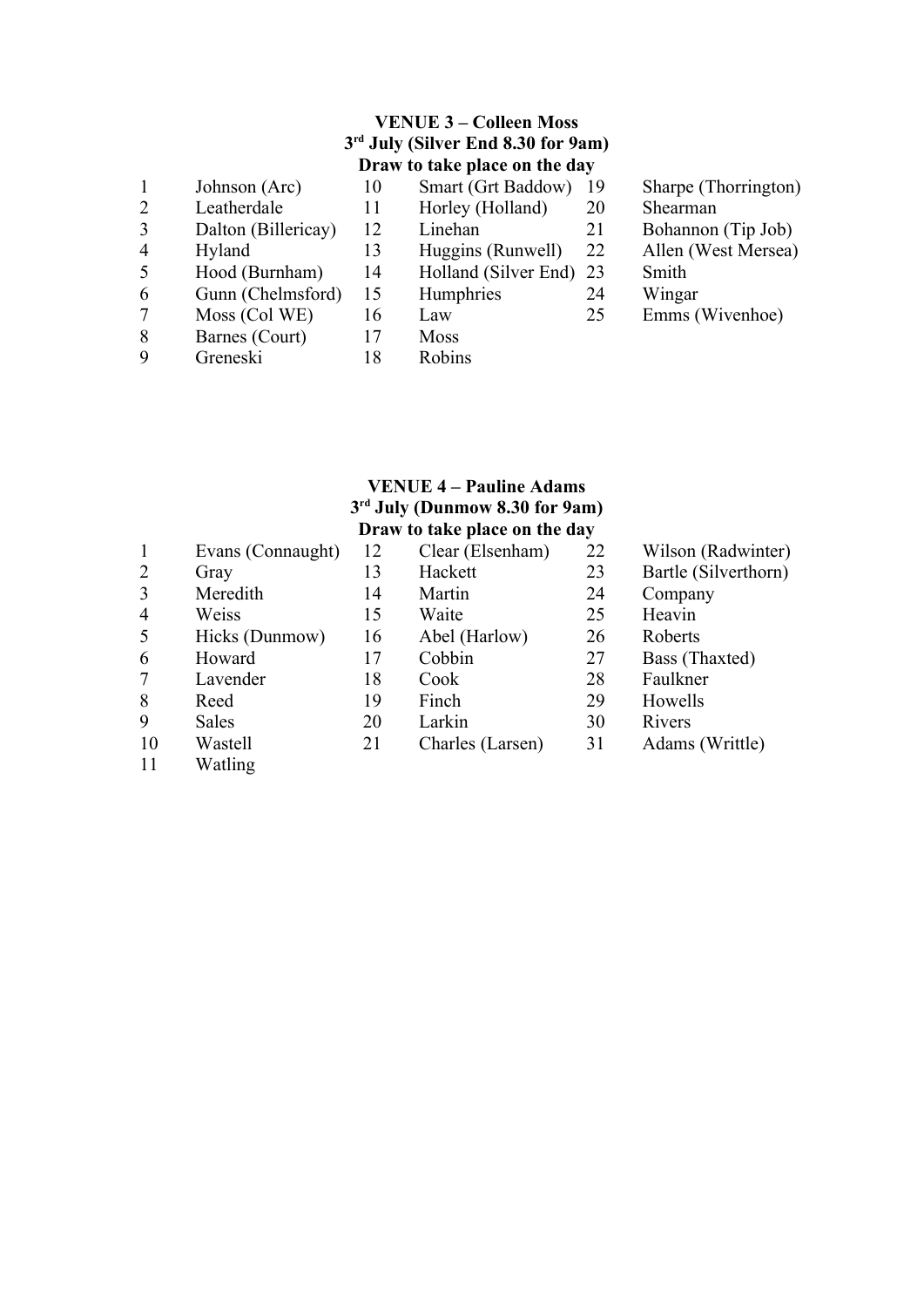**VENUE 3 – Colleen Moss**
**3rd July (Silver End 8.30 for 9am)**
**Draw to take place on the day**

| | | | | | |
|---|---|---|---|---|---|
| 1 | Johnson (Arc) | 10 | Smart (Grt Baddow) | 19 | Sharpe (Thorrington) |
| 2 | Leatherdale | 11 | Horley (Holland) | 20 | Shearman |
| 3 | Dalton (Billericay) | 12 | Linehan | 21 | Bohannon (Tip Job) |
| 4 | Hyland | 13 | Huggins (Runwell) | 22 | Allen (West Mersea) |
| 5 | Hood (Burnham) | 14 | Holland (Silver End) | 23 | Smith |
| 6 | Gunn (Chelmsford) | 15 | Humphries | 24 | Wingar |
| 7 | Moss (Col WE) | 16 | Law | 25 | Emms (Wivenhoe) |
| 8 | Barnes (Court) | 17 | Moss | | |
| 9 | Greneski | 18 | Robins | | |

**VENUE 4 – Pauline Adams**
**3rd July (Dunmow 8.30 for 9am)**
**Draw to take place on the day**

| | | | | | |
|---|---|---|---|---|---|
| 1 | Evans (Connaught) | 12 | Clear (Elsenham) | 22 | Wilson (Radwinter) |
| 2 | Gray | 13 | Hackett | 23 | Bartle (Silverthorn) |
| 3 | Meredith | 14 | Martin | 24 | Company |
| 4 | Weiss | 15 | Waite | 25 | Heavin |
| 5 | Hicks (Dunmow) | 16 | Abel (Harlow) | 26 | Roberts |
| 6 | Howard | 17 | Cobbin | 27 | Bass (Thaxted) |
| 7 | Lavender | 18 | Cook | 28 | Faulkner |
| 8 | Reed | 19 | Finch | 29 | Howells |
| 9 | Sales | 20 | Larkin | 30 | Rivers |
| 10 | Wastell | 21 | Charles (Larsen) | 31 | Adams (Writtle) |
| 11 | Watling | | | | |